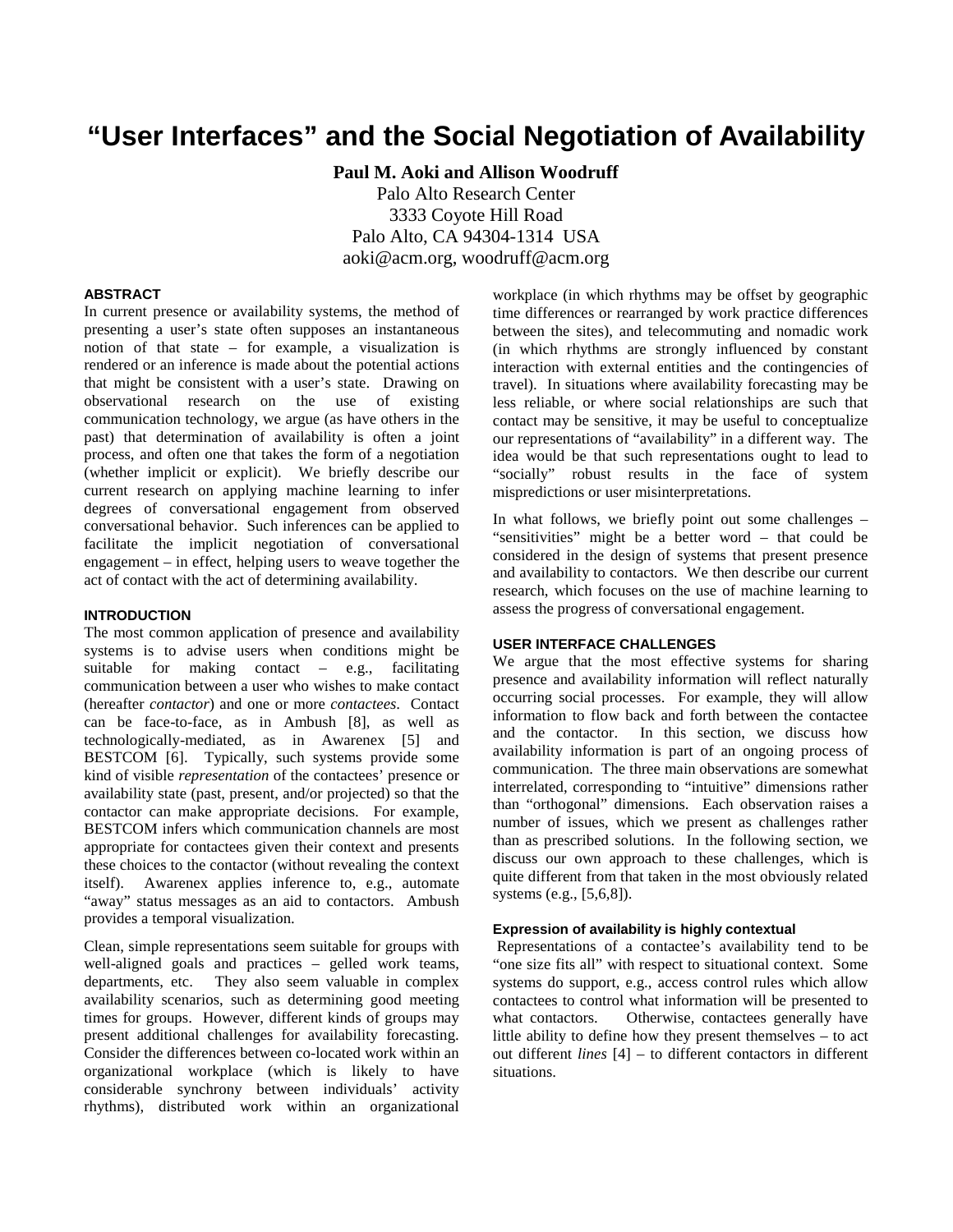# "User Interfaces" and the Social Negotiation of Availability

**Paul M. Aoki and Allison Woodruff**

Palo Alto Research Center
3333 Coyote Hill Road
Palo Alto, CA 94304-1314 USA
aoki@acm.org, woodruff@acm.org

## ABSTRACT

In current presence or availability systems, the method of presenting a user's state often supposes an instantaneous notion of that state – for example, a visualization is rendered or an inference is made about the potential actions that might be consistent with a user's state. Drawing on observational research on the use of existing communication technology, we argue (as have others in the past) that determination of availability is often a joint process, and often one that takes the form of a negotiation (whether implicit or explicit). We briefly describe our current research on applying machine learning to infer degrees of conversational engagement from observed conversational behavior. Such inferences can be applied to facilitate the implicit negotiation of conversational engagement – in effect, helping users to weave together the act of contact with the act of determining availability.

## INTRODUCTION

The most common application of presence and availability systems is to advise users when conditions might be suitable for making contact – e.g., facilitating communication between a user who wishes to make contact (hereafter *contactor*) and one or more *contactees*. Contact can be face-to-face, as in Ambush [8], as well as technologically-mediated, as in Awarenex [5] and BESTCOM [6]. Typically, such systems provide some kind of visible *representation* of the contactees' presence or availability state (past, present, and/or projected) so that the contactor can make appropriate decisions. For example, BESTCOM infers which communication channels are most appropriate for contactees given their context and presents these choices to the contactor (without revealing the context itself). Awarenex applies inference to, e.g., automate "away" status messages as an aid to contactors. Ambush provides a temporal visualization.

Clean, simple representations seem suitable for groups with well-aligned goals and practices – gelled work teams, departments, etc. They also seem valuable in complex availability scenarios, such as determining good meeting times for groups. However, different kinds of groups may present additional challenges for availability forecasting. Consider the differences between co-located work within an organizational workplace (which is likely to have considerable synchrony between individuals' activity rhythms), distributed work within an organizational workplace (in which rhythms may be offset by geographic time differences or rearranged by work practice differences between the sites), and telecommuting and nomadic work (in which rhythms are strongly influenced by constant interaction with external entities and the contingencies of travel). In situations where availability forecasting may be less reliable, or where social relationships are such that contact may be sensitive, it may be useful to conceptualize our representations of "availability" in a different way. The idea would be that such representations ought to lead to "socially" robust results in the face of system mispredictions or user misinterpretations.

In what follows, we briefly point out some challenges – "sensitivities" might be a better word – that could be considered in the design of systems that present presence and availability to contactors. We then describe our current research, which focuses on the use of machine learning to assess the progress of conversational engagement.

## USER INTERFACE CHALLENGES

We argue that the most effective systems for sharing presence and availability information will reflect naturally occurring social processes. For example, they will allow information to flow back and forth between the contactee and the contactor. In this section, we discuss how availability information is part of an ongoing process of communication. The three main observations are somewhat interrelated, corresponding to "intuitive" dimensions rather than "orthogonal" dimensions. Each observation raises a number of issues, which we present as challenges rather than as prescribed solutions. In the following section, we discuss our own approach to these challenges, which is quite different from that taken in the most obviously related systems (e.g., [5,6,8]).

### Expression of availability is highly contextual

Representations of a contactee's availability tend to be "one size fits all" with respect to situational context. Some systems do support, e.g., access control rules which allow contactees to control what information will be presented to what contactors. Otherwise, contactees generally have little ability to define how they present themselves – to act out different *lines* [4] – to different contactors in different situations.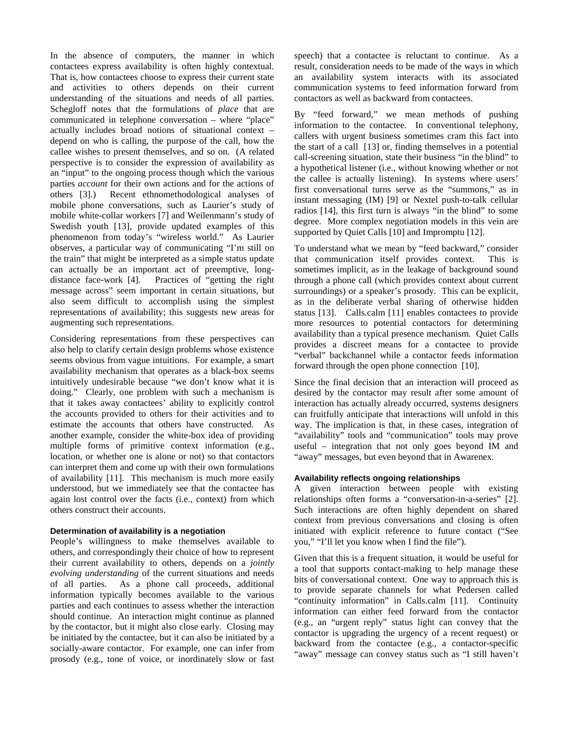In the absence of computers, the manner in which contactees express availability is often highly contextual. That is, how contactees choose to express their current state and activities to others depends on their current understanding of the situations and needs of all parties. Schegloff notes that the formulations of *place* that are communicated in telephone conversation – where "place" actually includes broad notions of situational context – depend on who is calling, the purpose of the call, how the callee wishes to present themselves, and so on. (A related perspective is to consider the expression of availability as an "input" to the ongoing process though which the various parties *account* for their own actions and for the actions of others [3].) Recent ethnomethodological analyses of mobile phone conversations, such as Laurier's study of mobile white-collar workers [7] and Weilenmann's study of Swedish youth [13], provide updated examples of this phenomenon from today's "wireless world." As Laurier observes, a particular way of communicating "I'm still on the train" that might be interpreted as a simple status update can actually be an important act of preemptive, long-distance face-work [4]. Practices of "getting the right message across" seem important in certain situations, but also seem difficult to accomplish using the simplest representations of availability; this suggests new areas for augmenting such representations.

Considering representations from these perspectives can also help to clarify certain design problems whose existence seems obvious from vague intuitions. For example, a smart availability mechanism that operates as a black-box seems intuitively undesirable because "we don't know what it is doing." Clearly, one problem with such a mechanism is that it takes away contactees' ability to explicitly control the accounts provided to others for their activities and to estimate the accounts that others have constructed. As another example, consider the white-box idea of providing multiple forms of primitive context information (e.g., location, or whether one is alone or not) so that contactors can interpret them and come up with their own formulations of availability [11]. This mechanism is much more easily understood, but we immediately see that the contactee has again lost control over the facts (i.e., context) from which others construct their accounts.

### Determination of availability is a negotiation

People's willingness to make themselves available to others, and correspondingly their choice of how to represent their current availability to others, depends on a *jointly evolving understanding* of the current situations and needs of all parties. As a phone call proceeds, additional information typically becomes available to the various parties and each continues to assess whether the interaction should continue. An interaction might continue as planned by the contactor, but it might also close early. Closing may be initiated by the contactee, but it can also be initiated by a socially-aware contactor. For example, one can infer from prosody (e.g., tone of voice, or inordinately slow or fast speech) that a contactee is reluctant to continue. As a result, consideration needs to be made of the ways in which an availability system interacts with its associated communication systems to feed information forward from contactors as well as backward from contactees.

By "feed forward," we mean methods of pushing information to the contactee. In conventional telephony, callers with urgent business sometimes cram this fact into the start of a call [13] or, finding themselves in a potential call-screening situation, state their business "in the blind" to a hypothetical listener (i.e., without knowing whether or not the callee is actually listening). In systems where users' first conversational turns serve as the "summons," as in instant messaging (IM) [9] or Nextel push-to-talk cellular radios [14], this first turn is always "in the blind" to some degree. More complex negotiation models in this vein are supported by Quiet Calls [10] and Impromptu [12].

To understand what we mean by "feed backward," consider that communication itself provides context. This is sometimes implicit, as in the leakage of background sound through a phone call (which provides context about current surroundings) or a speaker's prosody. This can be explicit, as in the deliberate verbal sharing of otherwise hidden status [13]. Calls.calm [11] enables contactees to provide more resources to potential contactors for determining availability than a typical presence mechanism. Quiet Calls provides a discreet means for a contactee to provide "verbal" backchannel while a contactor feeds information forward through the open phone connection [10].

Since the final decision that an interaction will proceed as desired by the contactor may result after some amount of interaction has actually already occurred, systems designers can fruitfully anticipate that interactions will unfold in this way. The implication is that, in these cases, integration of "availability" tools and "communication" tools may prove useful – integration that not only goes beyond IM and "away" messages, but even beyond that in Awarenex.

### Availability reflects ongoing relationships

A given interaction between people with existing relationships often forms a "conversation-in-a-series" [2]. Such interactions are often highly dependent on shared context from previous conversations and closing is often initiated with explicit reference to future contact ("See you," "I'll let you know when I find the file").

Given that this is a frequent situation, it would be useful for a tool that supports contact-making to help manage these bits of conversational context. One way to approach this is to provide separate channels for what Pedersen called "continuity information" in Calls.calm [11]. Continuity information can either feed forward from the contactor (e.g., an "urgent reply" status light can convey that the contactor is upgrading the urgency of a recent request) or backward from the contactee (e.g., a contactor-specific "away" message can convey status such as "I still haven't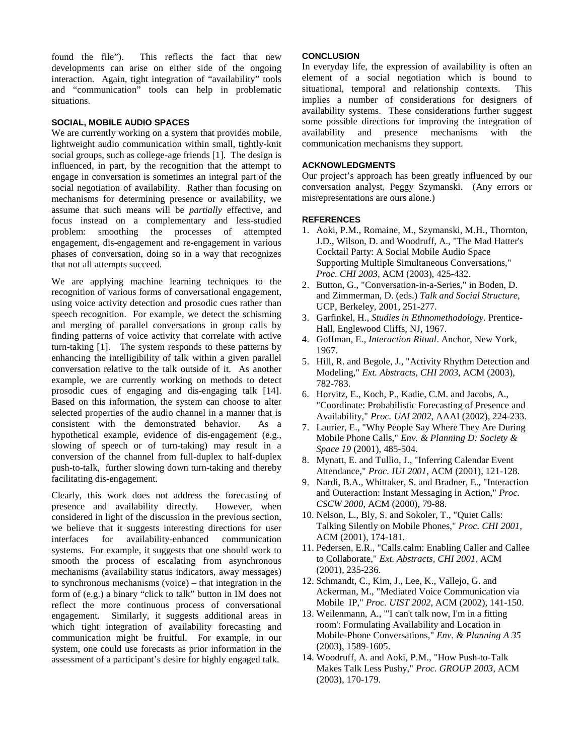found the file"). This reflects the fact that new developments can arise on either side of the ongoing interaction. Again, tight integration of "availability" tools and "communication" tools can help in problematic situations.

## SOCIAL, MOBILE AUDIO SPACES

We are currently working on a system that provides mobile, lightweight audio communication within small, tightly-knit social groups, such as college-age friends [1]. The design is influenced, in part, by the recognition that the attempt to engage in conversation is sometimes an integral part of the social negotiation of availability. Rather than focusing on mechanisms for determining presence or availability, we assume that such means will be *partially* effective, and focus instead on a complementary and less-studied problem: smoothing the processes of attempted engagement, dis-engagement and re-engagement in various phases of conversation, doing so in a way that recognizes that not all attempts succeed.

We are applying machine learning techniques to the recognition of various forms of conversational engagement, using voice activity detection and prosodic cues rather than speech recognition. For example, we detect the schisming and merging of parallel conversations in group calls by finding patterns of voice activity that correlate with active turn-taking [1]. The system responds to these patterns by enhancing the intelligibility of talk within a given parallel conversation relative to the talk outside of it. As another example, we are currently working on methods to detect prosodic cues of engaging and dis-engaging talk [14]. Based on this information, the system can choose to alter selected properties of the audio channel in a manner that is consistent with the demonstrated behavior. As a hypothetical example, evidence of dis-engagement (e.g., slowing of speech or of turn-taking) may result in a conversion of the channel from full-duplex to half-duplex push-to-talk, further slowing down turn-taking and thereby facilitating dis-engagement.

Clearly, this work does not address the forecasting of presence and availability directly. However, when considered in light of the discussion in the previous section, we believe that it suggests interesting directions for user interfaces for availability-enhanced communication systems. For example, it suggests that one should work to smooth the process of escalating from asynchronous mechanisms (availability status indicators, away messages) to synchronous mechanisms (voice) – that integration in the form of (e.g.) a binary "click to talk" button in IM does not reflect the more continuous process of conversational engagement. Similarly, it suggests additional areas in which tight integration of availability forecasting and communication might be fruitful. For example, in our system, one could use forecasts as prior information in the assessment of a participant's desire for highly engaged talk.

## CONCLUSION

In everyday life, the expression of availability is often an element of a social negotiation which is bound to situational, temporal and relationship contexts. This implies a number of considerations for designers of availability systems. These considerations further suggest some possible directions for improving the integration of availability and presence mechanisms with the communication mechanisms they support.

## ACKNOWLEDGMENTS

Our project's approach has been greatly influenced by our conversation analyst, Peggy Szymanski. (Any errors or misrepresentations are ours alone.)

## REFERENCES

1. Aoki, P.M., Romaine, M., Szymanski, M.H., Thornton, J.D., Wilson, D. and Woodruff, A., "The Mad Hatter's Cocktail Party: A Social Mobile Audio Space Supporting Multiple Simultaneous Conversations," *Proc. CHI 2003*, ACM (2003), 425-432.
2. Button, G., "Conversation-in-a-Series," in Boden, D. and Zimmerman, D. (eds.) *Talk and Social Structure*, UCP, Berkeley, 2001, 251-277.
3. Garfinkel, H., *Studies in Ethnomethodology*. Prentice-Hall, Englewood Cliffs, NJ, 1967.
4. Goffman, E., *Interaction Ritual*. Anchor, New York, 1967.
5. Hill, R. and Begole, J., "Activity Rhythm Detection and Modeling," *Ext. Abstracts, CHI 2003*, ACM (2003), 782-783.
6. Horvitz, E., Koch, P., Kadie, C.M. and Jacobs, A., "Coordinate: Probabilistic Forecasting of Presence and Availability," *Proc. UAI 2002*, AAAI (2002), 224-233.
7. Laurier, E., "Why People Say Where They Are During Mobile Phone Calls," *Env. & Planning D: Society & Space 19* (2001), 485-504.
8. Mynatt, E. and Tullio, J., "Inferring Calendar Event Attendance," *Proc. IUI 2001*, ACM (2001), 121-128.
9. Nardi, B.A., Whittaker, S. and Bradner, E., "Interaction and Outeraction: Instant Messaging in Action," *Proc. CSCW 2000*, ACM (2000), 79-88.
10. Nelson, L., Bly, S. and Sokoler, T., "Quiet Calls: Talking Silently on Mobile Phones," *Proc. CHI 2001*, ACM (2001), 174-181.
11. Pedersen, E.R., "Calls.calm: Enabling Caller and Callee to Collaborate," *Ext. Abstracts, CHI 2001*, ACM (2001), 235-236.
12. Schmandt, C., Kim, J., Lee, K., Vallejo, G. and Ackerman, M., "Mediated Voice Communication via Mobile IP," *Proc. UIST 2002*, ACM (2002), 141-150.
13. Weilenmann, A., "'I can't talk now, I'm in a fitting room': Formulating Availability and Location in Mobile-Phone Conversations," *Env. & Planning A 35* (2003), 1589-1605.
14. Woodruff, A. and Aoki, P.M., "How Push-to-Talk Makes Talk Less Pushy," *Proc. GROUP 2003*, ACM (2003), 170-179.